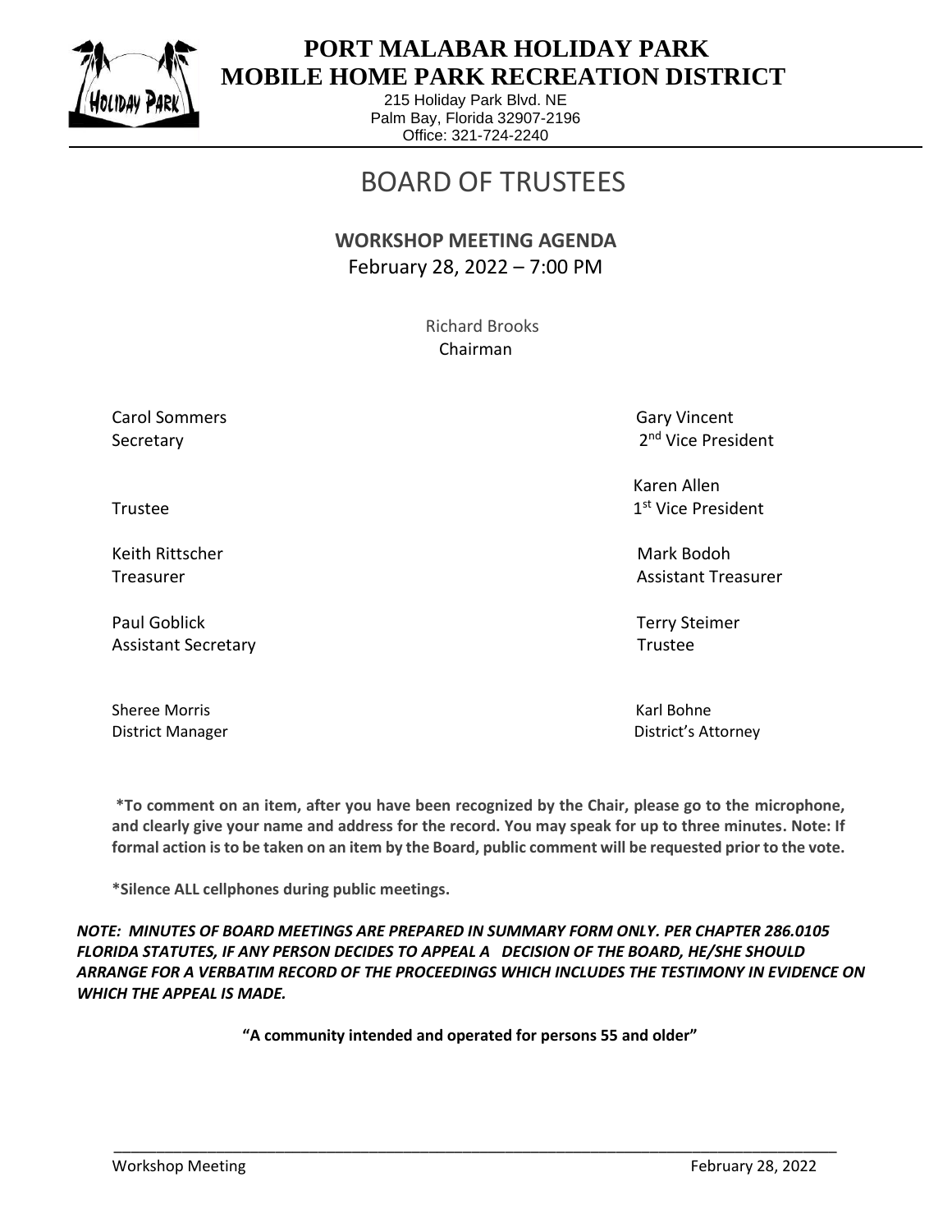# PORT MALABAR HOLIDAY PARK
# MOBILE HOME PARK RECREATION DISTRICT

215 Holiday Park Blvd. NE
Palm Bay, Florida 32907-2196
Office: 321-724-2240

# BOARD OF TRUSTEES

## WORKSHOP MEETING AGENDA

February 28, 2022 – 7:00 PM

Richard Brooks
Chairman

Carol Sommers
Secretary

Gary Vincent
2nd Vice President

Trustee

Karen Allen
1st Vice President

Keith Rittscher
Treasurer

Mark Bodoh
Assistant Treasurer

Paul Goblick
Assistant Secretary

Terry Steimer
Trustee

Sheree Morris
District Manager

Karl Bohne
District's Attorney

**\*To comment on an item, after you have been recognized by the Chair, please go to the microphone, and clearly give your name and address for the record. You may speak for up to three minutes. Note: If formal action is to be taken on an item by the Board, public comment will be requested prior to the vote.**

**\*Silence ALL cellphones during public meetings.**

***NOTE: MINUTES OF BOARD MEETINGS ARE PREPARED IN SUMMARY FORM ONLY. PER CHAPTER 286.0105 FLORIDA STATUTES, IF ANY PERSON DECIDES TO APPEAL A DECISION OF THE BOARD, HE/SHE SHOULD ARRANGE FOR A VERBATIM RECORD OF THE PROCEEDINGS WHICH INCLUDES THE TESTIMONY IN EVIDENCE ON WHICH THE APPEAL IS MADE.***

**"A community intended and operated for persons 55 and older"**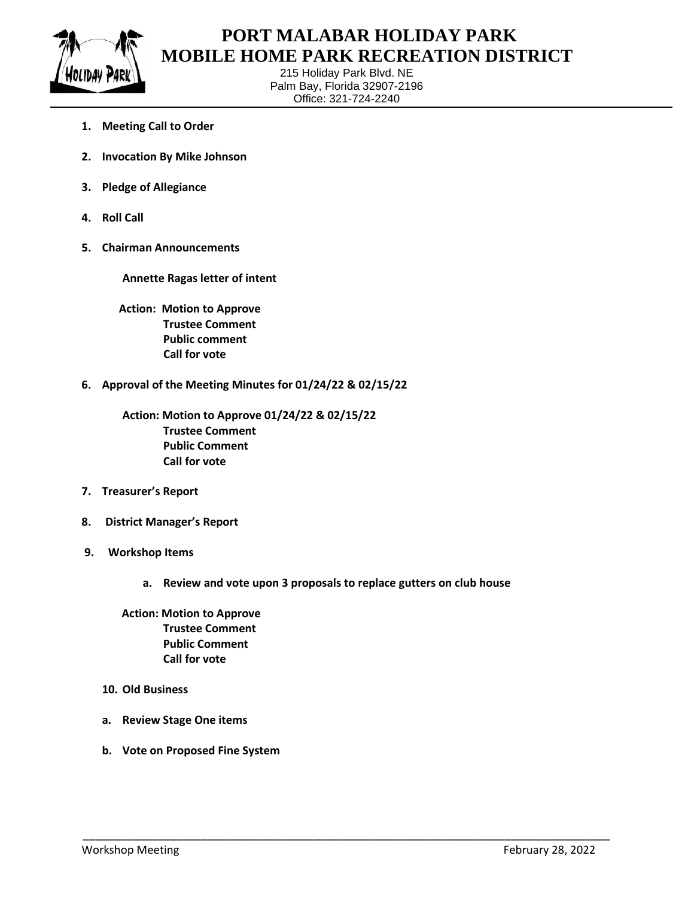# PORT MALABAR HOLIDAY PARK
# MOBILE HOME PARK RECREATION DISTRICT

215 Holiday Park Blvd. NE
Palm Bay, Florida 32907-2196
Office: 321-724-2240

1. **Meeting Call to Order**

2. **Invocation By Mike Johnson**

3. **Pledge of Allegiance**

4. **Roll Call**

5. **Chairman Announcements**

   **Annette Ragas letter of intent**

   **Action: Motion to Approve**
   **Trustee Comment**
   **Public comment**
   **Call for vote**

6. **Approval of the Meeting Minutes for 01/24/22 & 02/15/22**

   **Action: Motion to Approve 01/24/22 & 02/15/22**
   **Trustee Comment**
   **Public Comment**
   **Call for vote**

7. **Treasurer's Report**

8. **District Manager's Report**

9. **Workshop Items**

   a. **Review and vote upon 3 proposals to replace gutters on club house**

   **Action: Motion to Approve**
   **Trustee Comment**
   **Public Comment**
   **Call for vote**

10. **Old Business**

   a. **Review Stage One items**

   b. **Vote on Proposed Fine System**

Workshop Meeting February 28, 2022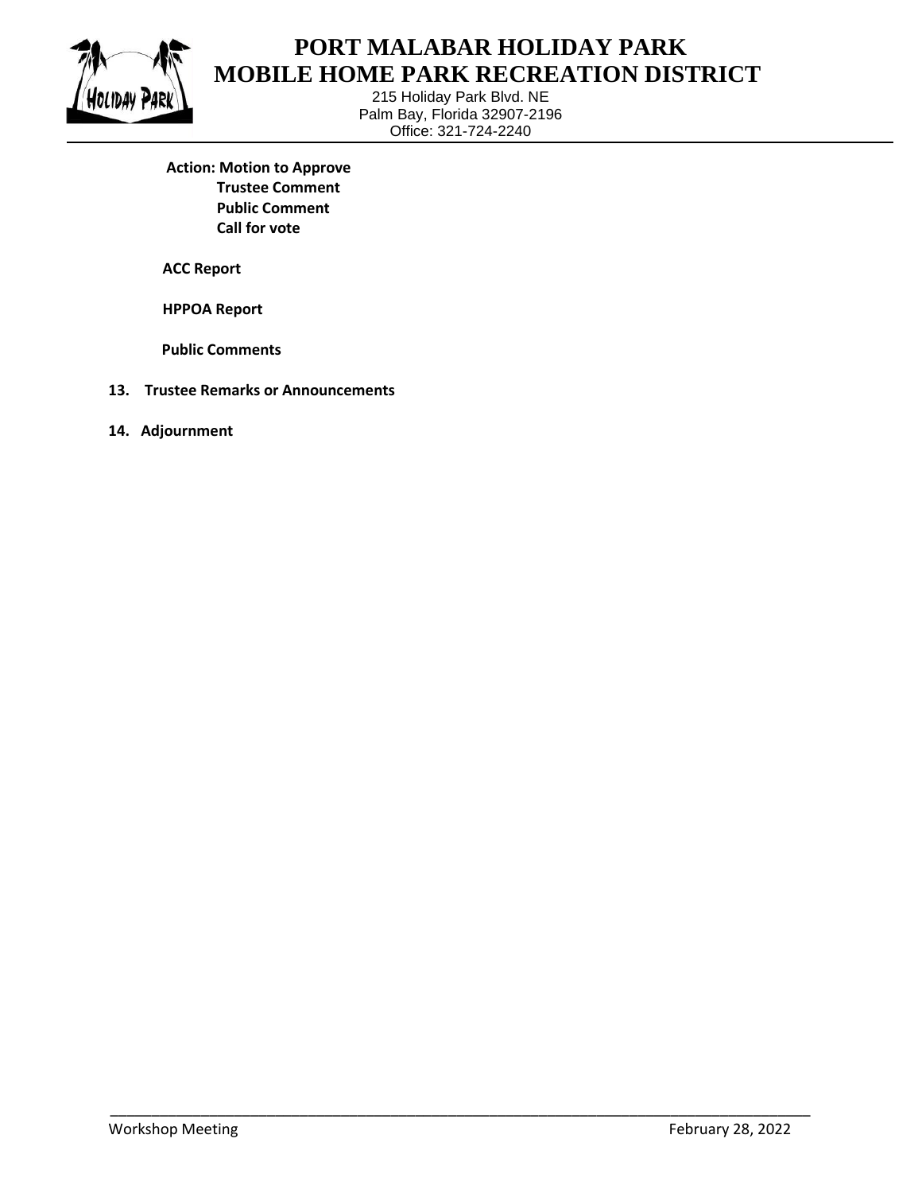**Action: Motion to Approve**

**Trustee Comment**

**Public Comment**

**Call for vote**

**ACC Report**

**HPPOA Report**

**Public Comments**

**13. Trustee Remarks or Announcements**

**14. Adjournment**